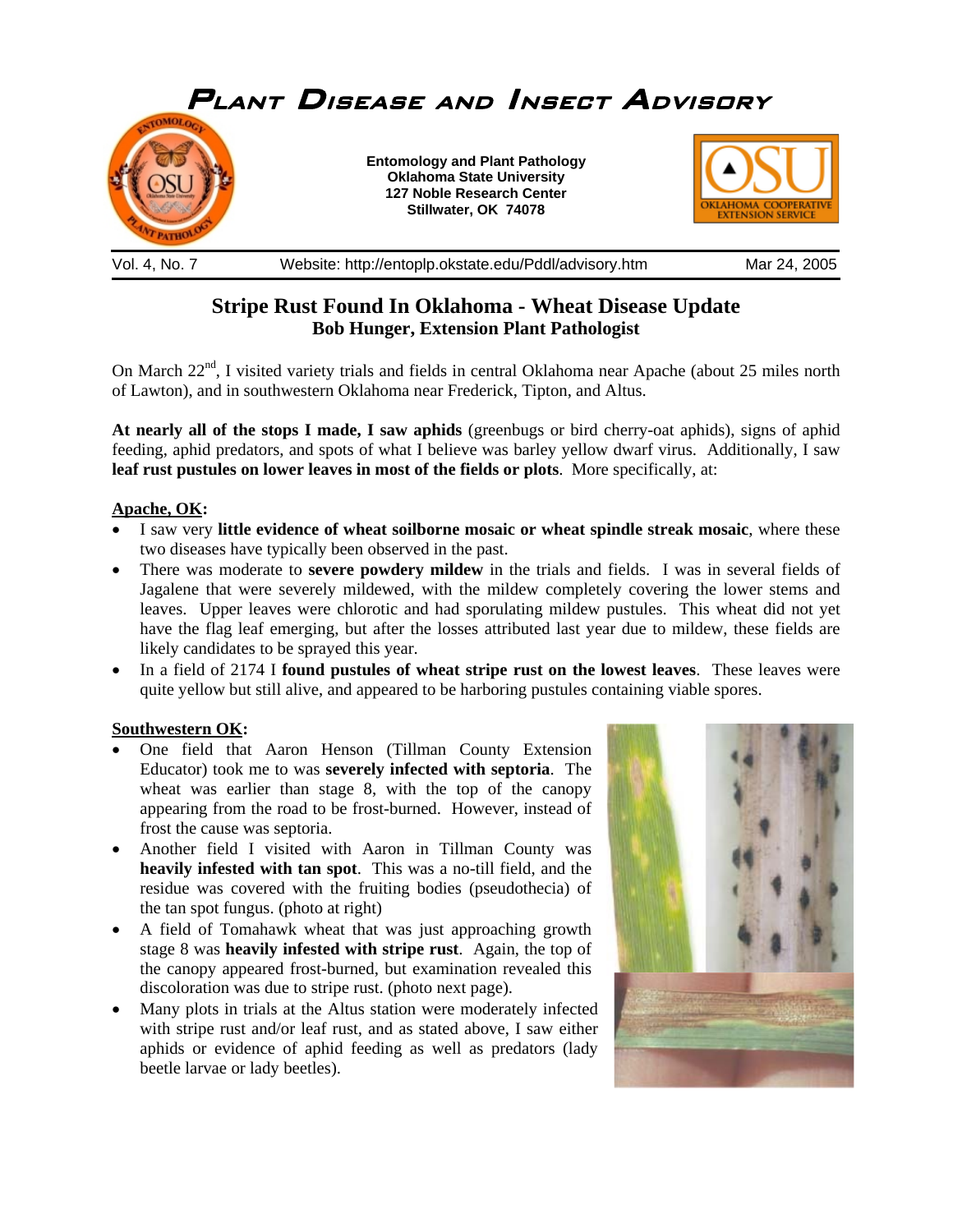# Plant Disease and Insect Advisory

**Entomology and Plant Pathology**
**Oklahoma State University**
**127 Noble Research Center**
**Stillwater, OK 74078**

Vol. 4, No. 7 Website: http://entoplp.okstate.edu/Pddl/advisory.htm Mar 24, 2005

## Stripe Rust Found In Oklahoma - Wheat Disease Update

### Bob Hunger, Extension Plant Pathologist

On March 22nd, I visited variety trials and fields in central Oklahoma near Apache (about 25 miles north of Lawton), and in southwestern Oklahoma near Frederick, Tipton, and Altus.

**At nearly all of the stops I made, I saw aphids** (greenbugs or bird cherry-oat aphids), signs of aphid feeding, aphid predators, and spots of what I believe was barley yellow dwarf virus. Additionally, I saw **leaf rust pustules on lower leaves in most of the fields or plots**. More specifically, at:

**Apache, OK:**

- I saw very **little evidence of wheat soilborne mosaic or wheat spindle streak mosaic**, where these two diseases have typically been observed in the past.
- There was moderate to **severe powdery mildew** in the trials and fields. I was in several fields of Jagalene that were severely mildewed, with the mildew completely covering the lower stems and leaves. Upper leaves were chlorotic and had sporulating mildew pustules. This wheat did not yet have the flag leaf emerging, but after the losses attributed last year due to mildew, these fields are likely candidates to be sprayed this year.
- In a field of 2174 I **found pustules of wheat stripe rust on the lowest leaves**. These leaves were quite yellow but still alive, and appeared to be harboring pustules containing viable spores.

**Southwestern OK:**

- One field that Aaron Henson (Tillman County Extension Educator) took me to was **severely infected with septoria**. The wheat was earlier than stage 8, with the top of the canopy appearing from the road to be frost-burned. However, instead of frost the cause was septoria.
- Another field I visited with Aaron in Tillman County was **heavily infested with tan spot**. This was a no-till field, and the residue was covered with the fruiting bodies (pseudothecia) of the tan spot fungus. (photo at right)
- A field of Tomahawk wheat that was just approaching growth stage 8 was **heavily infested with stripe rust**. Again, the top of the canopy appeared frost-burned, but examination revealed this discoloration was due to stripe rust. (photo next page).
- Many plots in trials at the Altus station were moderately infected with stripe rust and/or leaf rust, and as stated above, I saw either aphids or evidence of aphid feeding as well as predators (lady beetle larvae or lady beetles).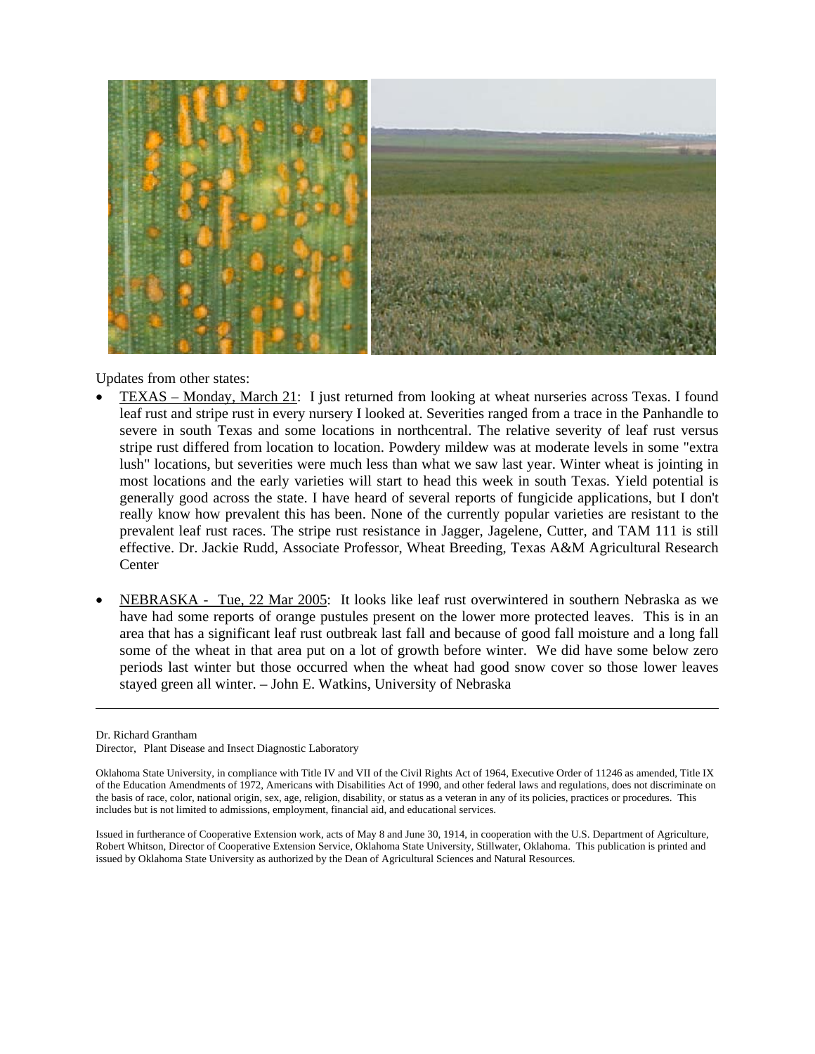Updates from other states:

- <u>TEXAS – Monday, March 21</u>: I just returned from looking at wheat nurseries across Texas. I found leaf rust and stripe rust in every nursery I looked at. Severities ranged from a trace in the Panhandle to severe in south Texas and some locations in northcentral. The relative severity of leaf rust versus stripe rust differed from location to location. Powdery mildew was at moderate levels in some "extra lush" locations, but severities were much less than what we saw last year. Winter wheat is jointing in most locations and the early varieties will start to head this week in south Texas. Yield potential is generally good across the state. I have heard of several reports of fungicide applications, but I don't really know how prevalent this has been. None of the currently popular varieties are resistant to the prevalent leaf rust races. The stripe rust resistance in Jagger, Jagelene, Cutter, and TAM 111 is still effective. Dr. Jackie Rudd, Associate Professor, Wheat Breeding, Texas A&M Agricultural Research Center

- <u>NEBRASKA - Tue, 22 Mar 2005</u>: It looks like leaf rust overwintered in southern Nebraska as we have had some reports of orange pustules present on the lower more protected leaves. This is in an area that has a significant leaf rust outbreak last fall and because of good fall moisture and a long fall some of the wheat in that area put on a lot of growth before winter. We did have some below zero periods last winter but those occurred when the wheat had good snow cover so those lower leaves stayed green all winter. – John E. Watkins, University of Nebraska

---

Dr. Richard Grantham
Director, Plant Disease and Insect Diagnostic Laboratory

Oklahoma State University, in compliance with Title IV and VII of the Civil Rights Act of 1964, Executive Order of 11246 as amended, Title IX of the Education Amendments of 1972, Americans with Disabilities Act of 1990, and other federal laws and regulations, does not discriminate on the basis of race, color, national origin, sex, age, religion, disability, or status as a veteran in any of its policies, practices or procedures. This includes but is not limited to admissions, employment, financial aid, and educational services.

Issued in furtherance of Cooperative Extension work, acts of May 8 and June 30, 1914, in cooperation with the U.S. Department of Agriculture, Robert Whitson, Director of Cooperative Extension Service, Oklahoma State University, Stillwater, Oklahoma. This publication is printed and issued by Oklahoma State University as authorized by the Dean of Agricultural Sciences and Natural Resources.